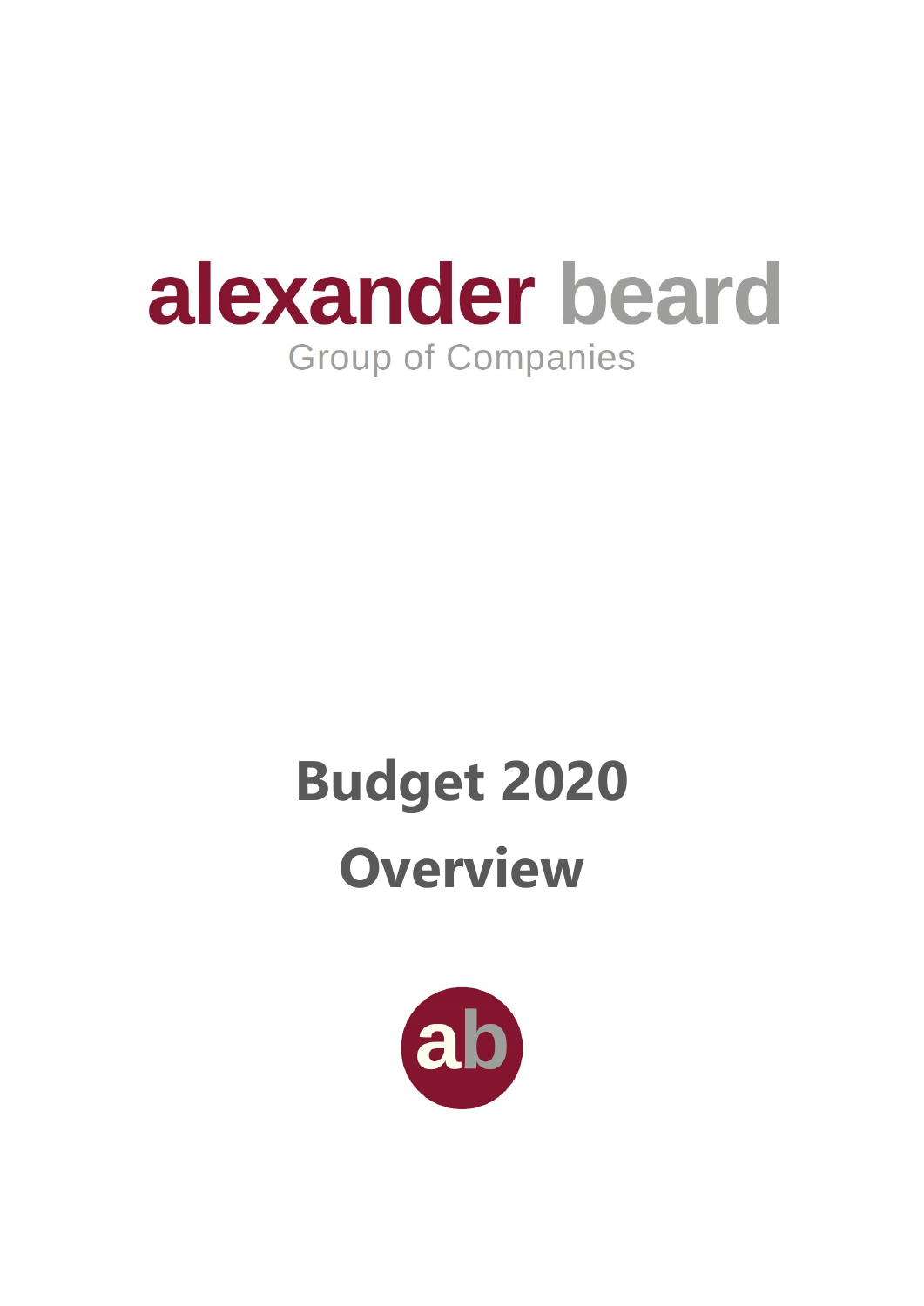**alexander beard**
Group of Companies

# Budget 2020

# Overview

ab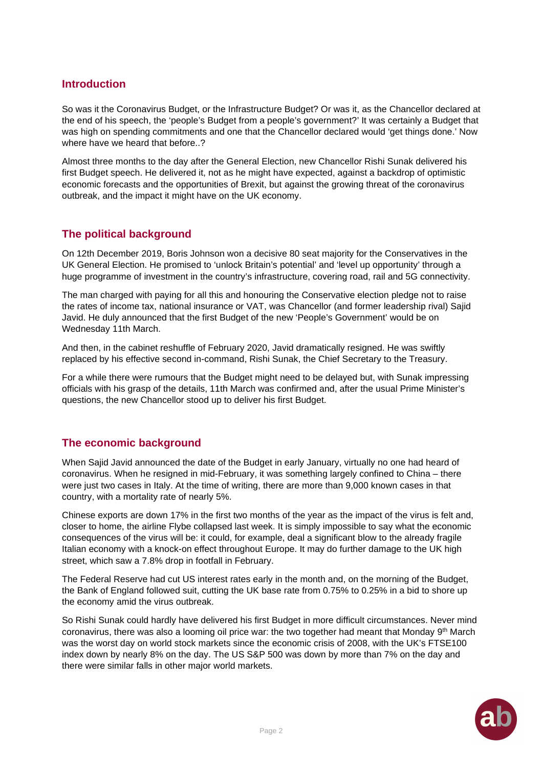## Introduction

So was it the Coronavirus Budget, or the Infrastructure Budget? Or was it, as the Chancellor declared at the end of his speech, the 'people's Budget from a people's government?' It was certainly a Budget that was high on spending commitments and one that the Chancellor declared would 'get things done.' Now where have we heard that before..?

Almost three months to the day after the General Election, new Chancellor Rishi Sunak delivered his first Budget speech. He delivered it, not as he might have expected, against a backdrop of optimistic economic forecasts and the opportunities of Brexit, but against the growing threat of the coronavirus outbreak, and the impact it might have on the UK economy.

## The political background

On 12th December 2019, Boris Johnson won a decisive 80 seat majority for the Conservatives in the UK General Election. He promised to 'unlock Britain's potential' and 'level up opportunity' through a huge programme of investment in the country's infrastructure, covering road, rail and 5G connectivity.

The man charged with paying for all this and honouring the Conservative election pledge not to raise the rates of income tax, national insurance or VAT, was Chancellor (and former leadership rival) Sajid Javid. He duly announced that the first Budget of the new 'People's Government' would be on Wednesday 11th March.

And then, in the cabinet reshuffle of February 2020, Javid dramatically resigned. He was swiftly replaced by his effective second in-command, Rishi Sunak, the Chief Secretary to the Treasury.

For a while there were rumours that the Budget might need to be delayed but, with Sunak impressing officials with his grasp of the details, 11th March was confirmed and, after the usual Prime Minister's questions, the new Chancellor stood up to deliver his first Budget.

## The economic background

When Sajid Javid announced the date of the Budget in early January, virtually no one had heard of coronavirus. When he resigned in mid-February, it was something largely confined to China – there were just two cases in Italy. At the time of writing, there are more than 9,000 known cases in that country, with a mortality rate of nearly 5%.

Chinese exports are down 17% in the first two months of the year as the impact of the virus is felt and, closer to home, the airline Flybe collapsed last week. It is simply impossible to say what the economic consequences of the virus will be: it could, for example, deal a significant blow to the already fragile Italian economy with a knock-on effect throughout Europe. It may do further damage to the UK high street, which saw a 7.8% drop in footfall in February.

The Federal Reserve had cut US interest rates early in the month and, on the morning of the Budget, the Bank of England followed suit, cutting the UK base rate from 0.75% to 0.25% in a bid to shore up the economy amid the virus outbreak.

So Rishi Sunak could hardly have delivered his first Budget in more difficult circumstances. Never mind coronavirus, there was also a looming oil price war: the two together had meant that Monday 9th March was the worst day on world stock markets since the economic crisis of 2008, with the UK's FTSE100 index down by nearly 8% on the day. The US S&P 500 was down by more than 7% on the day and there were similar falls in other major world markets.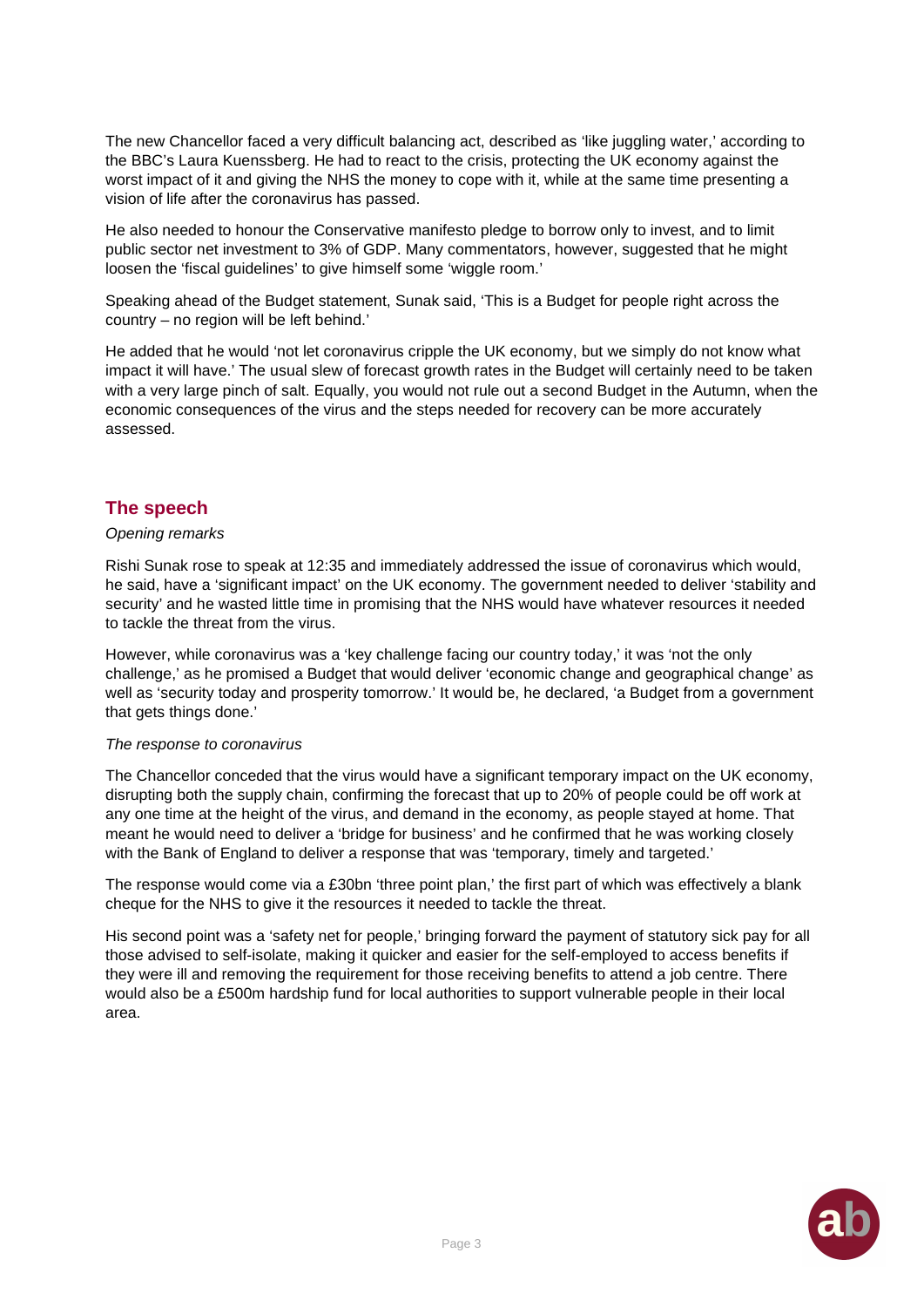The new Chancellor faced a very difficult balancing act, described as 'like juggling water,' according to the BBC's Laura Kuenssberg. He had to react to the crisis, protecting the UK economy against the worst impact of it and giving the NHS the money to cope with it, while at the same time presenting a vision of life after the coronavirus has passed.

He also needed to honour the Conservative manifesto pledge to borrow only to invest, and to limit public sector net investment to 3% of GDP. Many commentators, however, suggested that he might loosen the 'fiscal guidelines' to give himself some 'wiggle room.'

Speaking ahead of the Budget statement, Sunak said, 'This is a Budget for people right across the country – no region will be left behind.'

He added that he would 'not let coronavirus cripple the UK economy, but we simply do not know what impact it will have.' The usual slew of forecast growth rates in the Budget will certainly need to be taken with a very large pinch of salt. Equally, you would not rule out a second Budget in the Autumn, when the economic consequences of the virus and the steps needed for recovery can be more accurately assessed.

## The speech

*Opening remarks*

Rishi Sunak rose to speak at 12:35 and immediately addressed the issue of coronavirus which would, he said, have a 'significant impact' on the UK economy. The government needed to deliver 'stability and security' and he wasted little time in promising that the NHS would have whatever resources it needed to tackle the threat from the virus.

However, while coronavirus was a 'key challenge facing our country today,' it was 'not the only challenge,' as he promised a Budget that would deliver 'economic change and geographical change' as well as 'security today and prosperity tomorrow.' It would be, he declared, 'a Budget from a government that gets things done.'

*The response to coronavirus*

The Chancellor conceded that the virus would have a significant temporary impact on the UK economy, disrupting both the supply chain, confirming the forecast that up to 20% of people could be off work at any one time at the height of the virus, and demand in the economy, as people stayed at home. That meant he would need to deliver a 'bridge for business' and he confirmed that he was working closely with the Bank of England to deliver a response that was 'temporary, timely and targeted.'

The response would come via a £30bn 'three point plan,' the first part of which was effectively a blank cheque for the NHS to give it the resources it needed to tackle the threat.

His second point was a 'safety net for people,' bringing forward the payment of statutory sick pay for all those advised to self-isolate, making it quicker and easier for the self-employed to access benefits if they were ill and removing the requirement for those receiving benefits to attend a job centre. There would also be a £500m hardship fund for local authorities to support vulnerable people in their local area.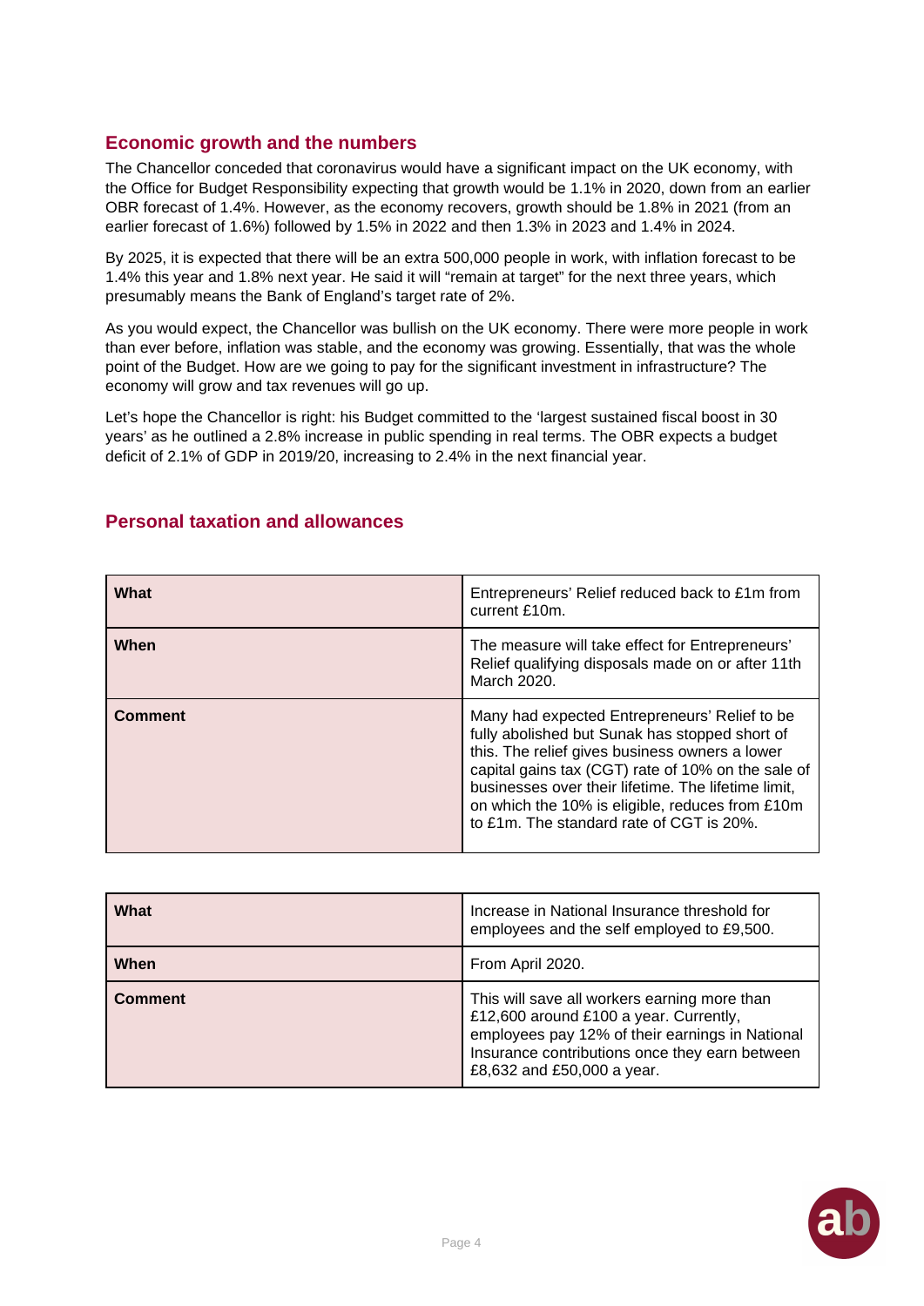## Economic growth and the numbers

The Chancellor conceded that coronavirus would have a significant impact on the UK economy, with the Office for Budget Responsibility expecting that growth would be 1.1% in 2020, down from an earlier OBR forecast of 1.4%. However, as the economy recovers, growth should be 1.8% in 2021 (from an earlier forecast of 1.6%) followed by 1.5% in 2022 and then 1.3% in 2023 and 1.4% in 2024.

By 2025, it is expected that there will be an extra 500,000 people in work, with inflation forecast to be 1.4% this year and 1.8% next year. He said it will "remain at target" for the next three years, which presumably means the Bank of England's target rate of 2%.

As you would expect, the Chancellor was bullish on the UK economy. There were more people in work than ever before, inflation was stable, and the economy was growing. Essentially, that was the whole point of the Budget. How are we going to pay for the significant investment in infrastructure? The economy will grow and tax revenues will go up.

Let's hope the Chancellor is right: his Budget committed to the 'largest sustained fiscal boost in 30 years' as he outlined a 2.8% increase in public spending in real terms. The OBR expects a budget deficit of 2.1% of GDP in 2019/20, increasing to 2.4% in the next financial year.

## Personal taxation and allowances

| | |
|---|---|
| **What** | Entrepreneurs' Relief reduced back to £1m from current £10m. |
| **When** | The measure will take effect for Entrepreneurs' Relief qualifying disposals made on or after 11th March 2020. |
| **Comment** | Many had expected Entrepreneurs' Relief to be fully abolished but Sunak has stopped short of this. The relief gives business owners a lower capital gains tax (CGT) rate of 10% on the sale of businesses over their lifetime. The lifetime limit, on which the 10% is eligible, reduces from £10m to £1m. The standard rate of CGT is 20%. |

| | |
|---|---|
| **What** | Increase in National Insurance threshold for employees and the self employed to £9,500. |
| **When** | From April 2020. |
| **Comment** | This will save all workers earning more than £12,600 around £100 a year. Currently, employees pay 12% of their earnings in National Insurance contributions once they earn between £8,632 and £50,000 a year. |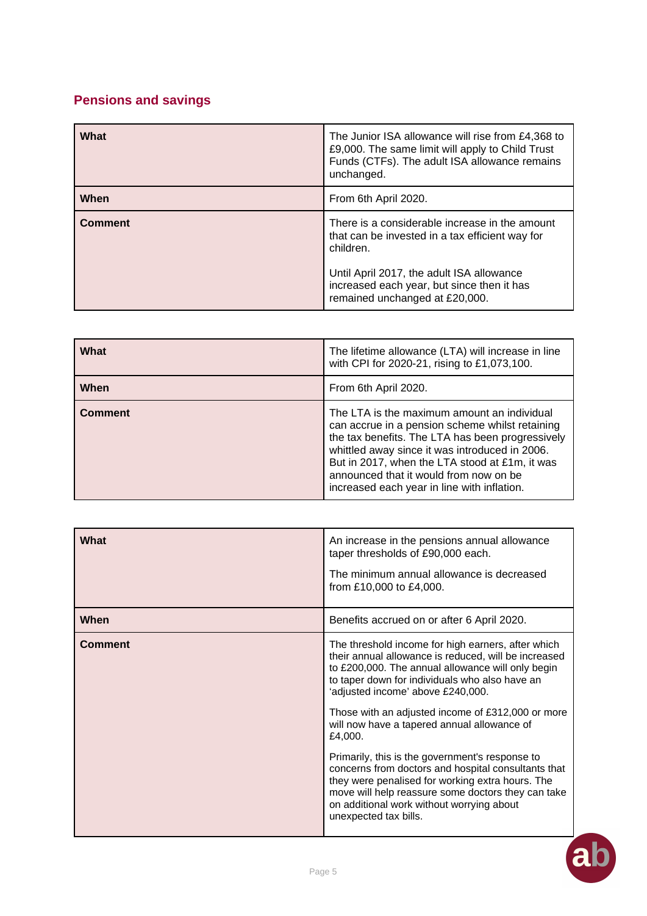## Pensions and savings

| What | The Junior ISA allowance will rise from £4,368 to £9,000. The same limit will apply to Child Trust Funds (CTFs). The adult ISA allowance remains unchanged. |
|---|---|
| **When** | From 6th April 2020. |
| **Comment** | There is a considerable increase in the amount that can be invested in a tax efficient way for children.<br><br>Until April 2017, the adult ISA allowance increased each year, but since then it has remained unchanged at £20,000. |

| What | The lifetime allowance (LTA) will increase in line with CPI for 2020-21, rising to £1,073,100. |
|---|---|
| **When** | From 6th April 2020. |
| **Comment** | The LTA is the maximum amount an individual can accrue in a pension scheme whilst retaining the tax benefits. The LTA has been progressively whittled away since it was introduced in 2006. But in 2017, when the LTA stood at £1m, it was announced that it would from now on be increased each year in line with inflation. |

| What | An increase in the pensions annual allowance taper thresholds of £90,000 each.<br><br>The minimum annual allowance is decreased from £10,000 to £4,000. |
|---|---|
| **When** | Benefits accrued on or after 6 April 2020. |
| **Comment** | The threshold income for high earners, after which their annual allowance is reduced, will be increased to £200,000. The annual allowance will only begin to taper down for individuals who also have an 'adjusted income' above £240,000.<br><br>Those with an adjusted income of £312,000 or more will now have a tapered annual allowance of £4,000.<br><br>Primarily, this is the government's response to concerns from doctors and hospital consultants that they were penalised for working extra hours. The move will help reassure some doctors they can take on additional work without worrying about unexpected tax bills. |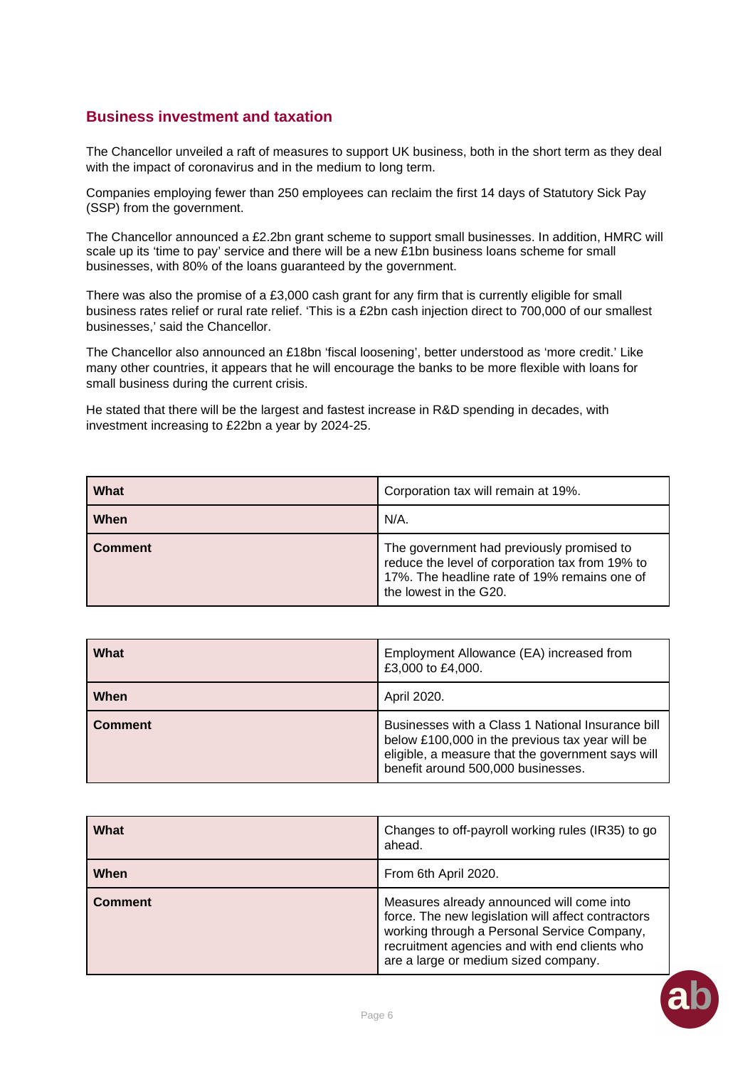## Business investment and taxation

The Chancellor unveiled a raft of measures to support UK business, both in the short term as they deal with the impact of coronavirus and in the medium to long term.

Companies employing fewer than 250 employees can reclaim the first 14 days of Statutory Sick Pay (SSP) from the government.

The Chancellor announced a £2.2bn grant scheme to support small businesses. In addition, HMRC will scale up its 'time to pay' service and there will be a new £1bn business loans scheme for small businesses, with 80% of the loans guaranteed by the government.

There was also the promise of a £3,000 cash grant for any firm that is currently eligible for small business rates relief or rural rate relief. 'This is a £2bn cash injection direct to 700,000 of our smallest businesses,' said the Chancellor.

The Chancellor also announced an £18bn 'fiscal loosening', better understood as 'more credit.' Like many other countries, it appears that he will encourage the banks to be more flexible with loans for small business during the current crisis.

He stated that there will be the largest and fastest increase in R&D spending in decades, with investment increasing to £22bn a year by 2024-25.

| **What** | Corporation tax will remain at 19%. |
|---|---|
| **When** | N/A. |
| **Comment** | The government had previously promised to reduce the level of corporation tax from 19% to 17%. The headline rate of 19% remains one of the lowest in the G20. |

| **What** | Employment Allowance (EA) increased from £3,000 to £4,000. |
|---|---|
| **When** | April 2020. |
| **Comment** | Businesses with a Class 1 National Insurance bill below £100,000 in the previous tax year will be eligible, a measure that the government says will benefit around 500,000 businesses. |

| **What** | Changes to off-payroll working rules (IR35) to go ahead. |
|---|---|
| **When** | From 6th April 2020. |
| **Comment** | Measures already announced will come into force. The new legislation will affect contractors working through a Personal Service Company, recruitment agencies and with end clients who are a large or medium sized company. |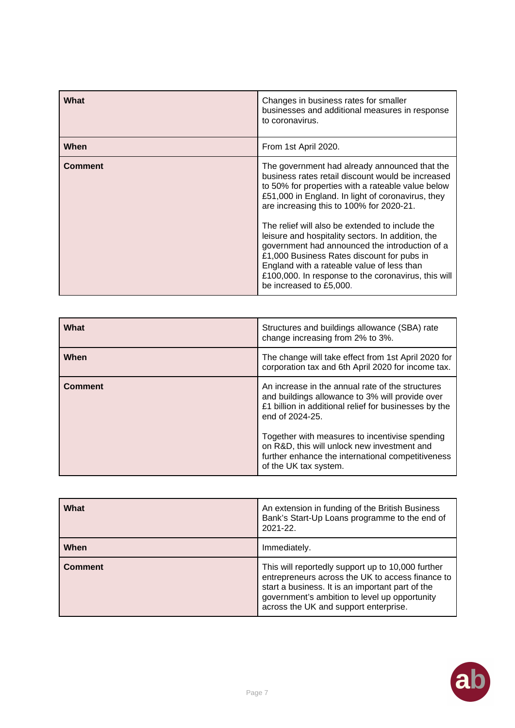| What | Changes in business rates for smaller businesses and additional measures in response to coronavirus. |
|---|---|
| When | From 1st April 2020. |
| Comment | The government had already announced that the business rates retail discount would be increased to 50% for properties with a rateable value below £51,000 in England. In light of coronavirus, they are increasing this to 100% for 2020-21.<br><br>The relief will also be extended to include the leisure and hospitality sectors. In addition, the government had announced the introduction of a £1,000 Business Rates discount for pubs in England with a rateable value of less than £100,000. In response to the coronavirus, this will be increased to £5,000. |

| What | Structures and buildings allowance (SBA) rate change increasing from 2% to 3%. |
|---|---|
| When | The change will take effect from 1st April 2020 for corporation tax and 6th April 2020 for income tax. |
| Comment | An increase in the annual rate of the structures and buildings allowance to 3% will provide over £1 billion in additional relief for businesses by the end of 2024-25.<br><br>Together with measures to incentivise spending on R&D, this will unlock new investment and further enhance the international competitiveness of the UK tax system. |

| What | An extension in funding of the British Business Bank's Start-Up Loans programme to the end of 2021-22. |
|---|---|
| When | Immediately. |
| Comment | This will reportedly support up to 10,000 further entrepreneurs across the UK to access finance to start a business. It is an important part of the government's ambition to level up opportunity across the UK and support enterprise. |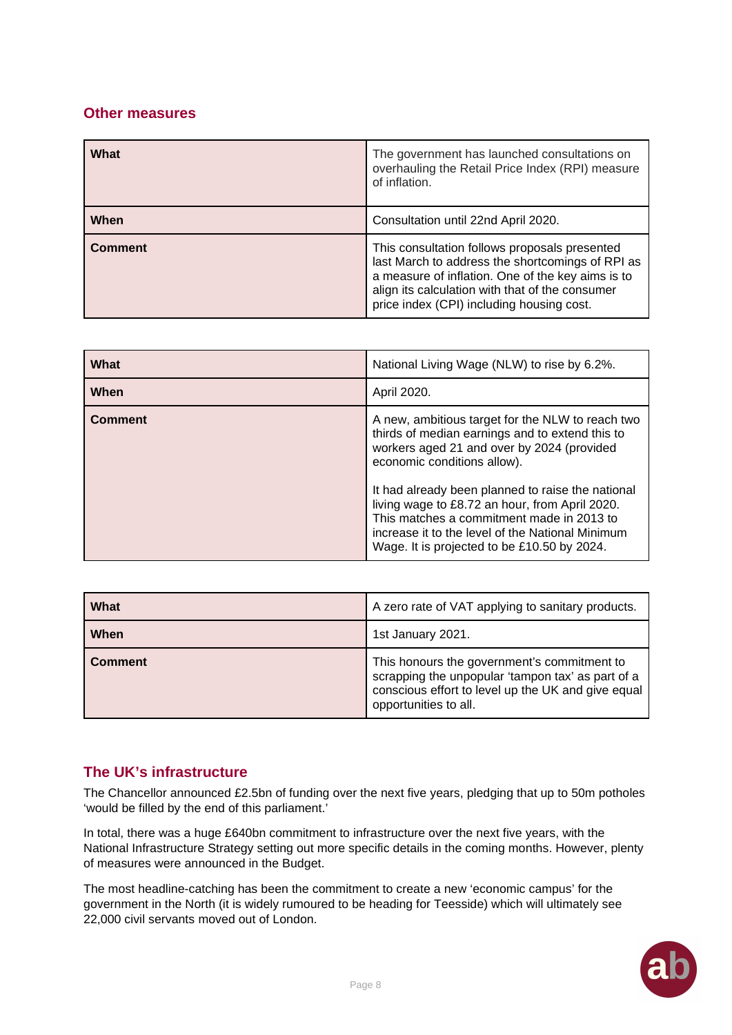## Other measures

| What | The government has launched consultations on overhauling the Retail Price Index (RPI) measure of inflation. |
|---|---|
| When | Consultation until 22nd April 2020. |
| Comment | This consultation follows proposals presented last March to address the shortcomings of RPI as a measure of inflation. One of the key aims is to align its calculation with that of the consumer price index (CPI) including housing cost. |

| What | National Living Wage (NLW) to rise by 6.2%. |
|---|---|
| When | April 2020. |
| Comment | A new, ambitious target for the NLW to reach two thirds of median earnings and to extend this to workers aged 21 and over by 2024 (provided economic conditions allow).<br><br>It had already been planned to raise the national living wage to £8.72 an hour, from April 2020. This matches a commitment made in 2013 to increase it to the level of the National Minimum Wage. It is projected to be £10.50 by 2024. |

| What | A zero rate of VAT applying to sanitary products. |
|---|---|
| When | 1st January 2021. |
| Comment | This honours the government's commitment to scrapping the unpopular 'tampon tax' as part of a conscious effort to level up the UK and give equal opportunities to all. |

## The UK's infrastructure

The Chancellor announced £2.5bn of funding over the next five years, pledging that up to 50m potholes 'would be filled by the end of this parliament.'

In total, there was a huge £640bn commitment to infrastructure over the next five years, with the National Infrastructure Strategy setting out more specific details in the coming months. However, plenty of measures were announced in the Budget.

The most headline-catching has been the commitment to create a new 'economic campus' for the government in the North (it is widely rumoured to be heading for Teesside) which will ultimately see 22,000 civil servants moved out of London.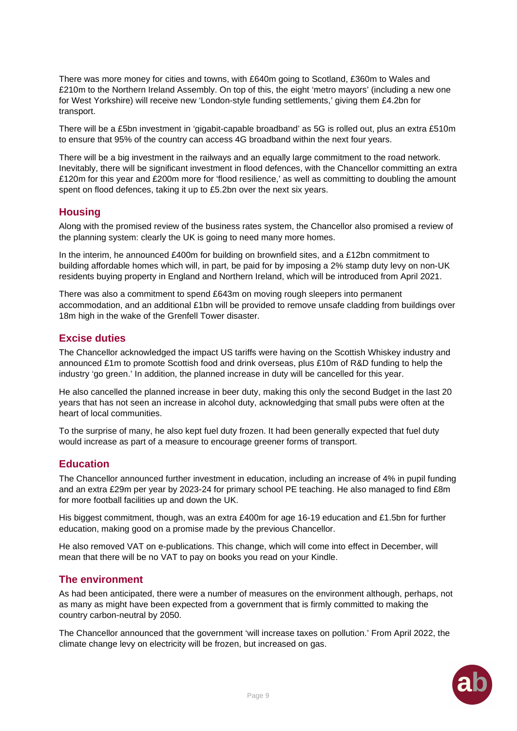There was more money for cities and towns, with £640m going to Scotland, £360m to Wales and £210m to the Northern Ireland Assembly. On top of this, the eight 'metro mayors' (including a new one for West Yorkshire) will receive new 'London-style funding settlements,' giving them £4.2bn for transport.

There will be a £5bn investment in 'gigabit-capable broadband' as 5G is rolled out, plus an extra £510m to ensure that 95% of the country can access 4G broadband within the next four years.

There will be a big investment in the railways and an equally large commitment to the road network. Inevitably, there will be significant investment in flood defences, with the Chancellor committing an extra £120m for this year and £200m more for 'flood resilience,' as well as committing to doubling the amount spent on flood defences, taking it up to £5.2bn over the next six years.

## Housing

Along with the promised review of the business rates system, the Chancellor also promised a review of the planning system: clearly the UK is going to need many more homes.

In the interim, he announced £400m for building on brownfield sites, and a £12bn commitment to building affordable homes which will, in part, be paid for by imposing a 2% stamp duty levy on non-UK residents buying property in England and Northern Ireland, which will be introduced from April 2021.

There was also a commitment to spend £643m on moving rough sleepers into permanent accommodation, and an additional £1bn will be provided to remove unsafe cladding from buildings over 18m high in the wake of the Grenfell Tower disaster.

## Excise duties

The Chancellor acknowledged the impact US tariffs were having on the Scottish Whiskey industry and announced £1m to promote Scottish food and drink overseas, plus £10m of R&D funding to help the industry 'go green.' In addition, the planned increase in duty will be cancelled for this year.

He also cancelled the planned increase in beer duty, making this only the second Budget in the last 20 years that has not seen an increase in alcohol duty, acknowledging that small pubs were often at the heart of local communities.

To the surprise of many, he also kept fuel duty frozen. It had been generally expected that fuel duty would increase as part of a measure to encourage greener forms of transport.

## Education

The Chancellor announced further investment in education, including an increase of 4% in pupil funding and an extra £29m per year by 2023-24 for primary school PE teaching. He also managed to find £8m for more football facilities up and down the UK.

His biggest commitment, though, was an extra £400m for age 16-19 education and £1.5bn for further education, making good on a promise made by the previous Chancellor.

He also removed VAT on e-publications. This change, which will come into effect in December, will mean that there will be no VAT to pay on books you read on your Kindle.

## The environment

As had been anticipated, there were a number of measures on the environment although, perhaps, not as many as might have been expected from a government that is firmly committed to making the country carbon-neutral by 2050.

The Chancellor announced that the government 'will increase taxes on pollution.' From April 2022, the climate change levy on electricity will be frozen, but increased on gas.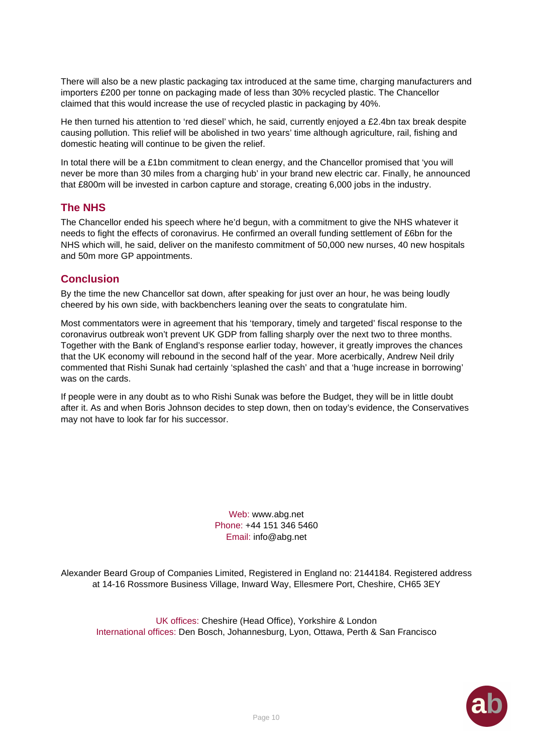There will also be a new plastic packaging tax introduced at the same time, charging manufacturers and importers £200 per tonne on packaging made of less than 30% recycled plastic. The Chancellor claimed that this would increase the use of recycled plastic in packaging by 40%.

He then turned his attention to 'red diesel' which, he said, currently enjoyed a £2.4bn tax break despite causing pollution. This relief will be abolished in two years' time although agriculture, rail, fishing and domestic heating will continue to be given the relief.

In total there will be a £1bn commitment to clean energy, and the Chancellor promised that 'you will never be more than 30 miles from a charging hub' in your brand new electric car. Finally, he announced that £800m will be invested in carbon capture and storage, creating 6,000 jobs in the industry.

## The NHS

The Chancellor ended his speech where he'd begun, with a commitment to give the NHS whatever it needs to fight the effects of coronavirus. He confirmed an overall funding settlement of £6bn for the NHS which will, he said, deliver on the manifesto commitment of 50,000 new nurses, 40 new hospitals and 50m more GP appointments.

## Conclusion

By the time the new Chancellor sat down, after speaking for just over an hour, he was being loudly cheered by his own side, with backbenchers leaning over the seats to congratulate him.

Most commentators were in agreement that his 'temporary, timely and targeted' fiscal response to the coronavirus outbreak won't prevent UK GDP from falling sharply over the next two to three months. Together with the Bank of England's response earlier today, however, it greatly improves the chances that the UK economy will rebound in the second half of the year. More acerbically, Andrew Neil drily commented that Rishi Sunak had certainly 'splashed the cash' and that a 'huge increase in borrowing' was on the cards.

If people were in any doubt as to who Rishi Sunak was before the Budget, they will be in little doubt after it. As and when Boris Johnson decides to step down, then on today's evidence, the Conservatives may not have to look far for his successor.

Web: www.abg.net
Phone: +44 151 346 5460
Email: info@abg.net

Alexander Beard Group of Companies Limited, Registered in England no: 2144184. Registered address at 14-16 Rossmore Business Village, Inward Way, Ellesmere Port, Cheshire, CH65 3EY

UK offices: Cheshire (Head Office), Yorkshire & London
International offices: Den Bosch, Johannesburg, Lyon, Ottawa, Perth & San Francisco